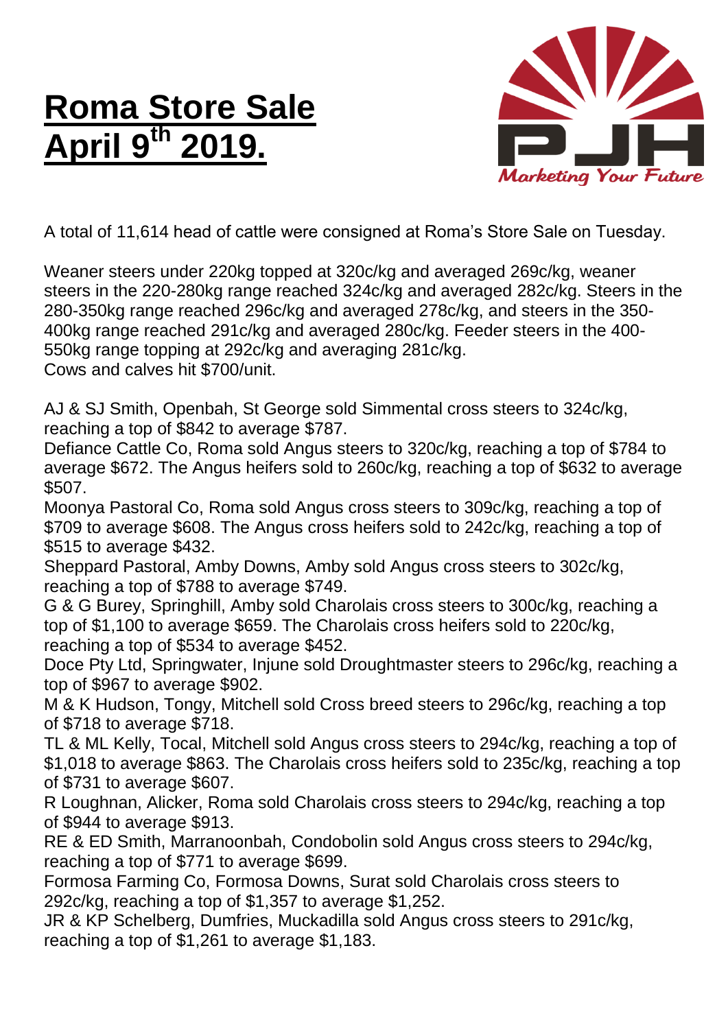# Roma Store Sale April 9th 2019.

A total of 11,614 head of cattle were consigned at Roma's Store Sale on Tuesday.

Weaner steers under 220kg topped at 320c/kg and averaged 269c/kg, weaner steers in the 220-280kg range reached 324c/kg and averaged 282c/kg. Steers in the 280-350kg range reached 296c/kg and averaged 278c/kg, and steers in the 350-400kg range reached 291c/kg and averaged 280c/kg. Feeder steers in the 400-550kg range topping at 292c/kg and averaging 281c/kg.
Cows and calves hit $700/unit.

AJ & SJ Smith, Openbah, St George sold Simmental cross steers to 324c/kg, reaching a top of $842 to average $787.
Defiance Cattle Co, Roma sold Angus steers to 320c/kg, reaching a top of $784 to average $672. The Angus heifers sold to 260c/kg, reaching a top of $632 to average $507.
Moonya Pastoral Co, Roma sold Angus cross steers to 309c/kg, reaching a top of $709 to average $608. The Angus cross heifers sold to 242c/kg, reaching a top of $515 to average $432.
Sheppard Pastoral, Amby Downs, Amby sold Angus cross steers to 302c/kg, reaching a top of $788 to average $749.
G & G Burey, Springhill, Amby sold Charolais cross steers to 300c/kg, reaching a top of $1,100 to average $659. The Charolais cross heifers sold to 220c/kg, reaching a top of $534 to average $452.
Doce Pty Ltd, Springwater, Injune sold Droughtmaster steers to 296c/kg, reaching a top of $967 to average $902.
M & K Hudson, Tongy, Mitchell sold Cross breed steers to 296c/kg, reaching a top of $718 to average $718.
TL & ML Kelly, Tocal, Mitchell sold Angus cross steers to 294c/kg, reaching a top of $1,018 to average $863. The Charolais cross heifers sold to 235c/kg, reaching a top of $731 to average $607.
R Loughnan, Alicker, Roma sold Charolais cross steers to 294c/kg, reaching a top of $944 to average $913.
RE & ED Smith, Marranoonbah, Condobolin sold Angus cross steers to 294c/kg, reaching a top of $771 to average $699.
Formosa Farming Co, Formosa Downs, Surat sold Charolais cross steers to 292c/kg, reaching a top of $1,357 to average $1,252.
JR & KP Schelberg, Dumfries, Muckadilla sold Angus cross steers to 291c/kg, reaching a top of $1,261 to average $1,183.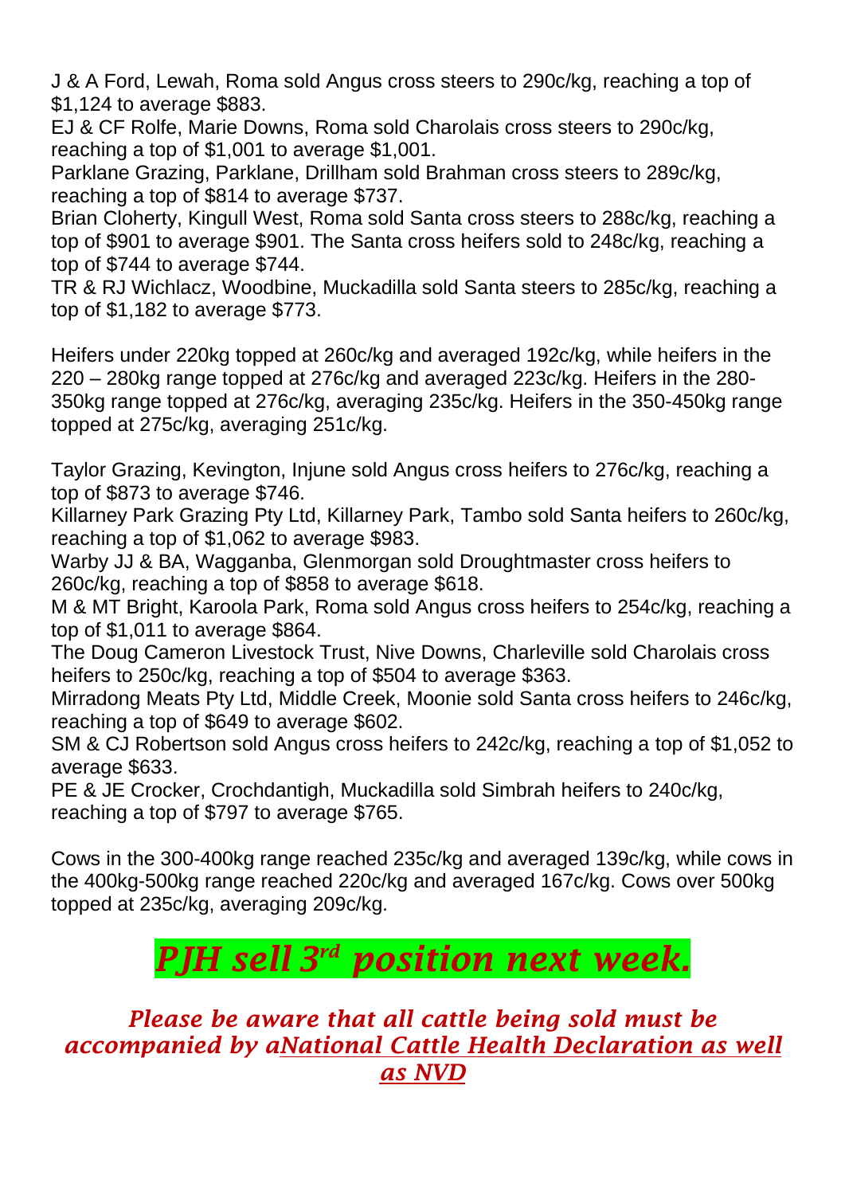J & A Ford, Lewah, Roma sold Angus cross steers to 290c/kg, reaching a top of $1,124 to average $883.
EJ & CF Rolfe, Marie Downs, Roma sold Charolais cross steers to 290c/kg, reaching a top of $1,001 to average $1,001.
Parklane Grazing, Parklane, Drillham sold Brahman cross steers to 289c/kg, reaching a top of $814 to average $737.
Brian Cloherty, Kingull West, Roma sold Santa cross steers to 288c/kg, reaching a top of $901 to average $901. The Santa cross heifers sold to 248c/kg, reaching a top of $744 to average $744.
TR & RJ Wichlacz, Woodbine, Muckadilla sold Santa steers to 285c/kg, reaching a top of $1,182 to average $773.

Heifers under 220kg topped at 260c/kg and averaged 192c/kg, while heifers in the 220 – 280kg range topped at 276c/kg and averaged 223c/kg. Heifers in the 280-350kg range topped at 276c/kg, averaging 235c/kg. Heifers in the 350-450kg range topped at 275c/kg, averaging 251c/kg.

Taylor Grazing, Kevington, Injune sold Angus cross heifers to 276c/kg, reaching a top of $873 to average $746.
Killarney Park Grazing Pty Ltd, Killarney Park, Tambo sold Santa heifers to 260c/kg, reaching a top of $1,062 to average $983.
Warby JJ & BA, Wagganba, Glenmorgan sold Droughtmaster cross heifers to 260c/kg, reaching a top of $858 to average $618.
M & MT Bright, Karoola Park, Roma sold Angus cross heifers to 254c/kg, reaching a top of $1,011 to average $864.
The Doug Cameron Livestock Trust, Nive Downs, Charleville sold Charolais cross heifers to 250c/kg, reaching a top of $504 to average $363.
Mirradong Meats Pty Ltd, Middle Creek, Moonie sold Santa cross heifers to 246c/kg, reaching a top of $649 to average $602.
SM & CJ Robertson sold Angus cross heifers to 242c/kg, reaching a top of $1,052 to average $633.
PE & JE Crocker, Crochdantigh, Muckadilla sold Simbrah heifers to 240c/kg, reaching a top of $797 to average $765.

Cows in the 300-400kg range reached 235c/kg and averaged 139c/kg, while cows in the 400kg-500kg range reached 220c/kg and averaged 167c/kg. Cows over 500kg topped at 235c/kg, averaging 209c/kg.

## *PJH sell 3rd position next week.*

***Please be aware that all cattle being sold must be accompanied by aNational Cattle Health Declaration as well as NVD***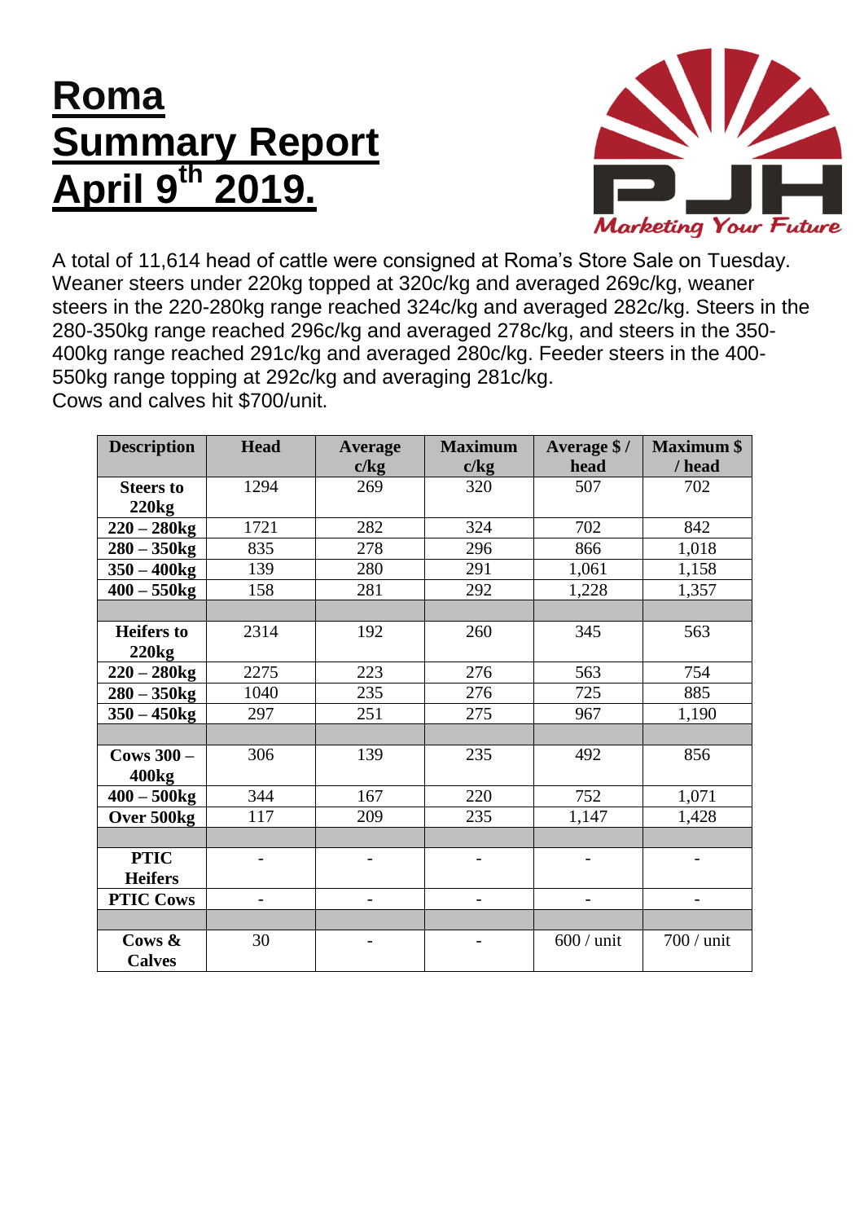# Roma Summary Report April 9th 2019.

PJH
*Marketing Your Future*

A total of 11,614 head of cattle were consigned at Roma's Store Sale on Tuesday. Weaner steers under 220kg topped at 320c/kg and averaged 269c/kg, weaner steers in the 220-280kg range reached 324c/kg and averaged 282c/kg. Steers in the 280-350kg range reached 296c/kg and averaged 278c/kg, and steers in the 350-400kg range reached 291c/kg and averaged 280c/kg. Feeder steers in the 400-550kg range topping at 292c/kg and averaging 281c/kg.
Cows and calves hit $700/unit.

| Description | Head | Average c/kg | Maximum c/kg | Average $ / head | Maximum $ / head |
|---|---|---|---|---|---|
| **Steers to 220kg** | 1294 | 269 | 320 | 507 | 702 |
| **220 – 280kg** | 1721 | 282 | 324 | 702 | 842 |
| **280 – 350kg** | 835 | 278 | 296 | 866 | 1,018 |
| **350 – 400kg** | 139 | 280 | 291 | 1,061 | 1,158 |
| **400 – 550kg** | 158 | 281 | 292 | 1,228 | 1,357 |
| | | | | | |
| **Heifers to 220kg** | 2314 | 192 | 260 | 345 | 563 |
| **220 – 280kg** | 2275 | 223 | 276 | 563 | 754 |
| **280 – 350kg** | 1040 | 235 | 276 | 725 | 885 |
| **350 – 450kg** | 297 | 251 | 275 | 967 | 1,190 |
| | | | | | |
| **Cows 300 – 400kg** | 306 | 139 | 235 | 492 | 856 |
| **400 – 500kg** | 344 | 167 | 220 | 752 | 1,071 |
| **Over 500kg** | 117 | 209 | 235 | 1,147 | 1,428 |
| | | | | | |
| **PTIC Heifers** | - | - | - | - | - |
| **PTIC Cows** | - | - | - | - | - |
| | | | | | |
| **Cows & Calves** | 30 | - | - | 600 / unit | 700 / unit |